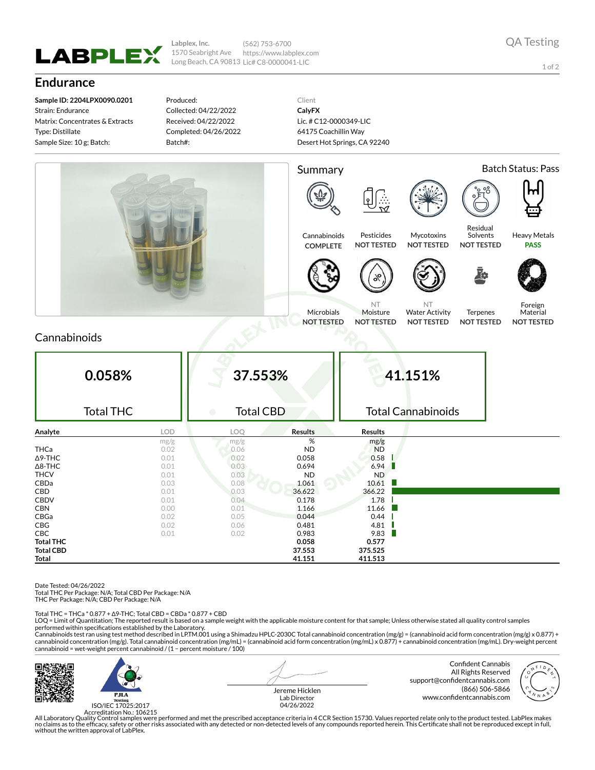Labplex, Inc.
1570 Seabright Ave
Long Beach, CA 90813

(562) 753-6700
https://www.labplex.com
Lic# C8-0000041-LIC

QA Testing

# Endurance

**Sample ID: 2204LPX0090.0201**
Strain: Endurance
Matrix: Concentrates & Extracts
Type: Distillate
Sample Size: 10 g; Batch:

Produced:
Collected: 04/22/2022
Received: 04/22/2022
Completed: 04/26/2022
Batch#:

Client
**CalyFX**
Lic. # C12-0000349-LIC
64175 Coachillin Way
Desert Hot Springs, CA 92240

## Summary

Batch Status: Pass

| Test | Status |
|---|---|
| Cannabinoids | COMPLETE |
| Pesticides | NOT TESTED |
| Mycotoxins | NOT TESTED |
| Residual Solvents | NOT TESTED |
| Heavy Metals | PASS |
| Microbials | NOT TESTED |
| Moisture (NT) | NOT TESTED |
| Water Activity (NT) | NOT TESTED |
| Terpenes | NOT TESTED |
| Foreign Material | NOT TESTED |

## Cannabinoids

| 0.058% | 37.553% | 41.151% |
|---|---|---|
| Total THC | Total CBD | Total Cannabinoids |

| Analyte | LOD | LOQ | Results | Results |
|---|---|---|---|---|
| | mg/g | mg/g | % | mg/g |
| THCa | 0.02 | 0.06 | ND | ND |
| Δ9-THC | 0.01 | 0.02 | 0.058 | 0.58 |
| Δ8-THC | 0.01 | 0.03 | 0.694 | 6.94 |
| THCV | 0.01 | 0.03 | ND | ND |
| CBDa | 0.03 | 0.08 | 1.061 | 10.61 |
| CBD | 0.01 | 0.03 | 36.622 | 366.22 |
| CBDV | 0.01 | 0.04 | 0.178 | 1.78 |
| CBN | 0.00 | 0.01 | 1.166 | 11.66 |
| CBGa | 0.02 | 0.05 | 0.044 | 0.44 |
| CBG | 0.02 | 0.06 | 0.481 | 4.81 |
| CBC | 0.01 | 0.02 | 0.983 | 9.83 |
| **Total THC** | | | **0.058** | **0.577** |
| **Total CBD** | | | **37.553** | **375.525** |
| **Total** | | | **41.151** | **411.513** |

Date Tested: 04/26/2022
Total THC Per Package: N/A; Total CBD Per Package: N/A
THC Per Package: N/A; CBD Per Package: N/A

Total THC = THCa * 0.877 + Δ9-THC; Total CBD = CBDa * 0.877 + CBD
LOQ = Limit of Quantitation; The reported result is based on a sample weight with the applicable moisture content for that sample; Unless otherwise stated all quality control samples performed within specifications established by the Laboratory.
Cannabinoids test ran using test method described in LP.TM.001 using a Shimadzu HPLC-2030C Total cannabinoid concentration (mg/g) = (cannabinoid acid form concentration (mg/g) x 0.877) + cannabinoid concentration (mg/g). Total cannabinoid concentration (mg/mL) = (cannabinoid acid form concentration (mg/mL) x 0.877) + cannabinoid concentration (mg/mL). Dry-weight percent cannabinoid = wet-weight percent cannabinoid / (1 − percent moisture / 100)

PJLA Testing
ISO/IEC 17025:2017
Accreditation No.: 106215

Jereme Hicklen
Lab Director
04/26/2022

Confident Cannabis
All Rights Reserved
support@confidentcannabis.com
(866) 506-5866
www.confidentcannabis.com

All Laboratory Quality Control samples were performed and met the prescribed acceptance criteria in 4 CCR Section 15730. Values reported relate only to the product tested. LabPlex makes no claims as to the efficacy, safety or other risks associated with any detected or non-detected levels of any compounds reported herein. This Certificate shall not be reproduced except in full, without the written approval of LabPlex.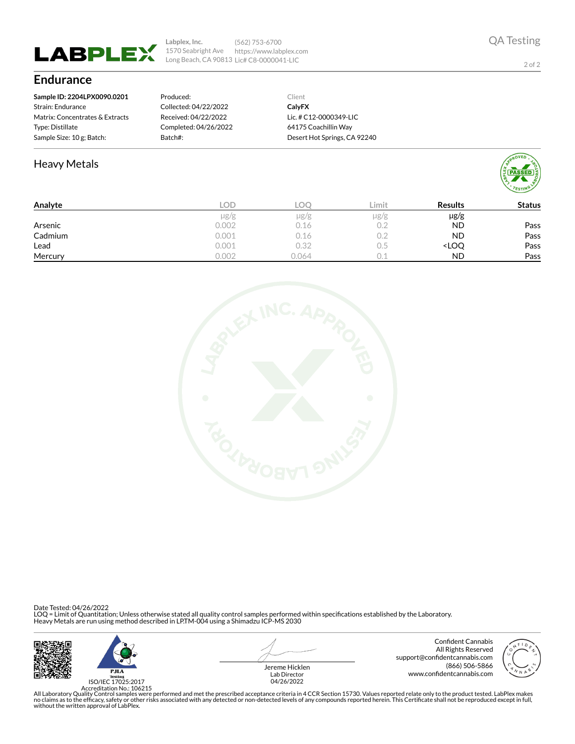**LABPLEX**

Labplex, Inc.
1570 Seabright Ave
Long Beach, CA 90813

(562) 753-6700
https://www.labplex.com
Lic# C8-0000041-LIC

QA Testing

# Endurance

| | | |
|---|---|---|
| **Sample ID: 2204LPX0090.0201** | Produced: | Client |
| Strain: Endurance | Collected: 04/22/2022 | **CalyFX** |
| Matrix: Concentrates & Extracts | Received: 04/22/2022 | Lic. # C12-0000349-LIC |
| Type: Distillate | Completed: 04/26/2022 | 64175 Coachillin Way |
| Sample Size: 10 g; Batch: | Batch#: | Desert Hot Springs, CA 92240 |

## Heavy Metals

PASSED

| Analyte | LOD | LOQ | Limit | Results | Status |
|---|---|---|---|---|---|
| | μg/g | μg/g | μg/g | μg/g | |
| Arsenic | 0.002 | 0.16 | 0.2 | ND | Pass |
| Cadmium | 0.001 | 0.16 | 0.2 | ND | Pass |
| Lead | 0.001 | 0.32 | 0.5 | <LOQ | Pass |
| Mercury | 0.002 | 0.064 | 0.1 | ND | Pass |

Date Tested: 04/26/2022
LOQ = Limit of Quantitation; Unless otherwise stated all quality control samples performed within specifications established by the Laboratory.
Heavy Metals are run using method described in LP.TM-004 using a Shimadzu ICP-MS 2030

PJLA Testing
ISO/IEC 17025:2017
Accreditation No.: 106215

Jereme Hicklen
Lab Director
04/26/2022

Confident Cannabis
All Rights Reserved
support@confidentcannabis.com
(866) 506-5866
www.confidentcannabis.com

All Laboratory Quality Control samples were performed and met the prescribed acceptance criteria in 4 CCR Section 15730. Values reported relate only to the product tested. LabPlex makes no claims as to the efficacy, safety or other risks associated with any detected or non-detected levels of any compounds reported herein. This Certificate shall not be reproduced except in full, without the written approval of LabPlex.